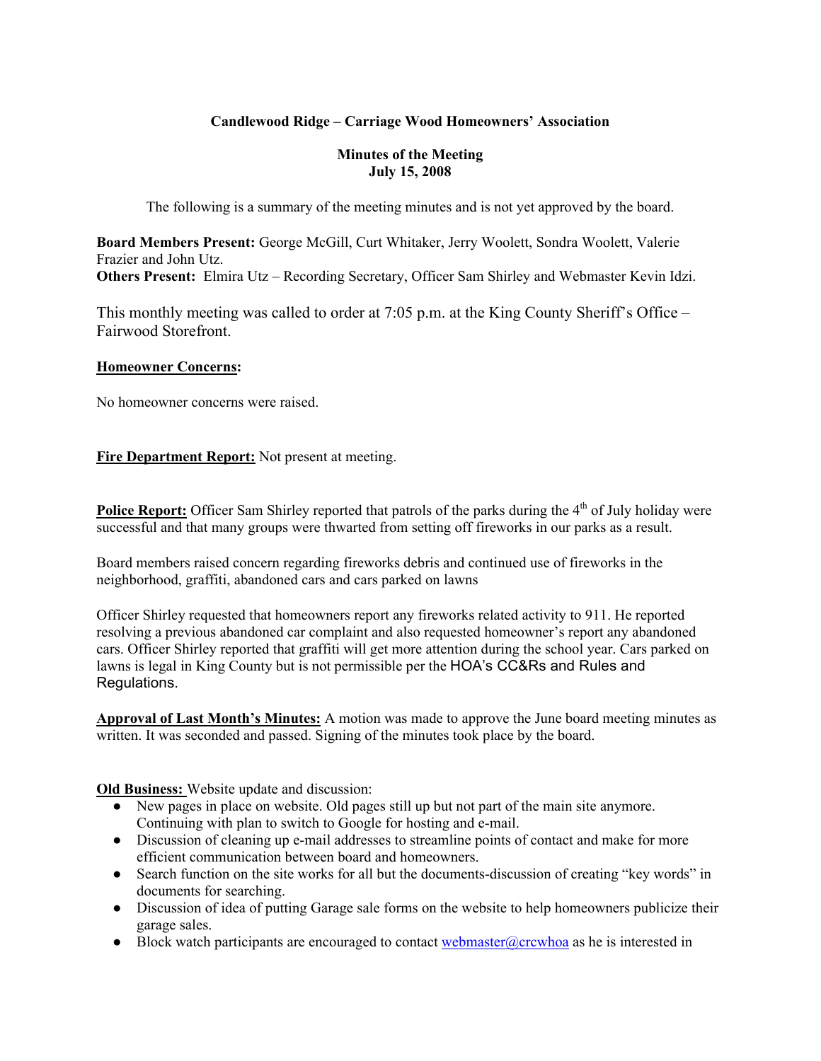**Candlewood Ridge – Carriage Wood Homeowners' Association**

**Minutes of the Meeting**
**July 15, 2008**

The following is a summary of the meeting minutes and is not yet approved by the board.

**Board Members Present:** George McGill, Curt Whitaker, Jerry Woolett, Sondra Woolett, Valerie Frazier and John Utz.
**Others Present:** Elmira Utz – Recording Secretary, Officer Sam Shirley and Webmaster Kevin Idzi.

This monthly meeting was called to order at 7:05 p.m. at the King County Sheriff's Office – Fairwood Storefront.

**Homeowner Concerns:**

No homeowner concerns were raised.

**Fire Department Report:** Not present at meeting.

**Police Report:** Officer Sam Shirley reported that patrols of the parks during the 4th of July holiday were successful and that many groups were thwarted from setting off fireworks in our parks as a result.

Board members raised concern regarding fireworks debris and continued use of fireworks in the neighborhood, graffiti, abandoned cars and cars parked on lawns

Officer Shirley requested that homeowners report any fireworks related activity to 911. He reported resolving a previous abandoned car complaint and also requested homeowner's report any abandoned cars. Officer Shirley reported that graffiti will get more attention during the school year. Cars parked on lawns is legal in King County but is not permissible per the HOA's CC&Rs and Rules and Regulations.

**Approval of Last Month's Minutes:** A motion was made to approve the June board meeting minutes as written. It was seconded and passed. Signing of the minutes took place by the board.

**Old Business:** Website update and discussion:

- New pages in place on website. Old pages still up but not part of the main site anymore. Continuing with plan to switch to Google for hosting and e-mail.
- Discussion of cleaning up e-mail addresses to streamline points of contact and make for more efficient communication between board and homeowners.
- Search function on the site works for all but the documents-discussion of creating "key words" in documents for searching.
- Discussion of idea of putting Garage sale forms on the website to help homeowners publicize their garage sales.
- Block watch participants are encouraged to contact webmaster@crcwhoa as he is interested in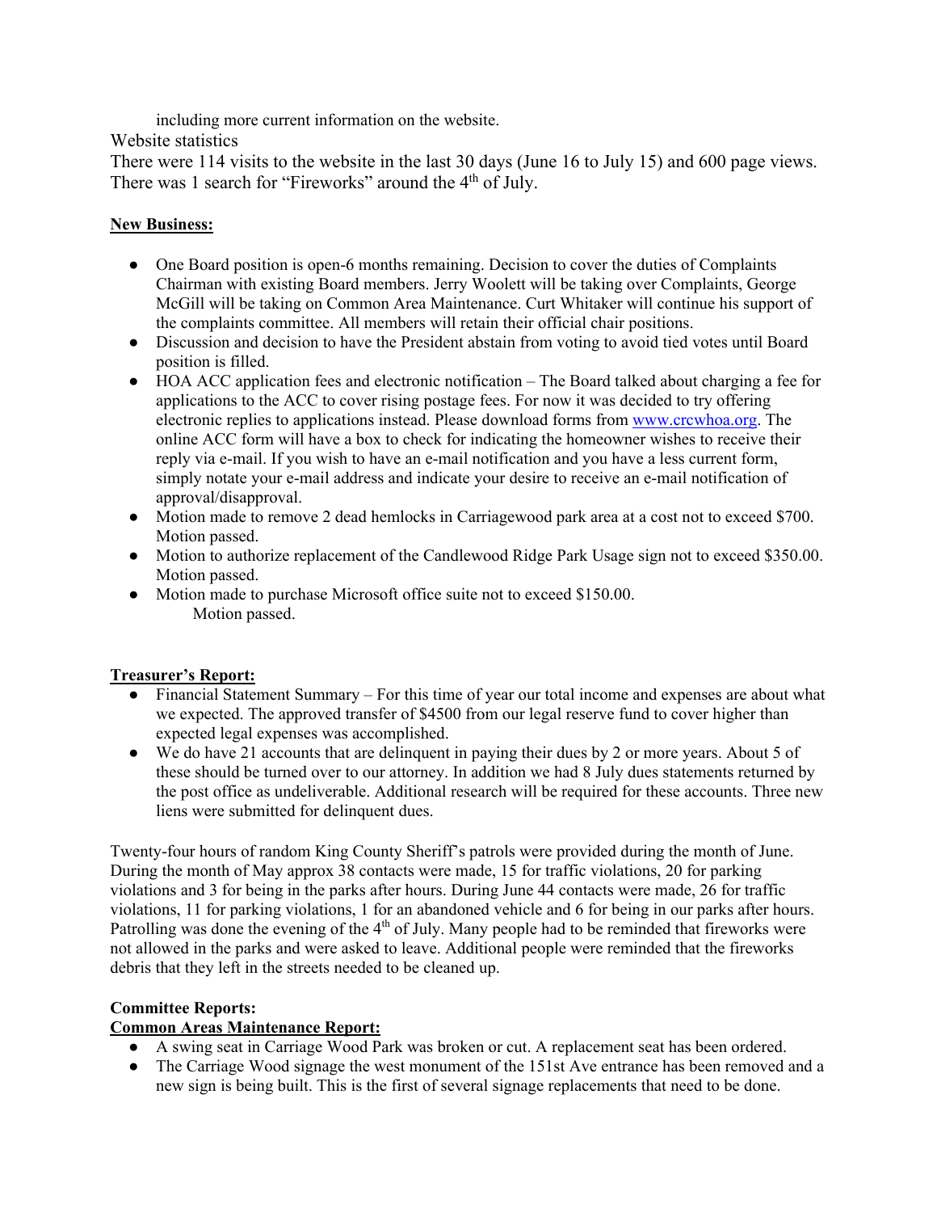including more current information on the website.

Website statistics

There were 114 visits to the website in the last 30 days (June 16 to July 15) and 600 page views. There was 1 search for "Fireworks" around the 4th of July.

**New Business:**

- One Board position is open-6 months remaining. Decision to cover the duties of Complaints Chairman with existing Board members. Jerry Woolett will be taking over Complaints, George McGill will be taking on Common Area Maintenance. Curt Whitaker will continue his support of the complaints committee. All members will retain their official chair positions.
- Discussion and decision to have the President abstain from voting to avoid tied votes until Board position is filled.
- HOA ACC application fees and electronic notification – The Board talked about charging a fee for applications to the ACC to cover rising postage fees. For now it was decided to try offering electronic replies to applications instead. Please download forms from www.crcwhoa.org. The online ACC form will have a box to check for indicating the homeowner wishes to receive their reply via e-mail. If you wish to have an e-mail notification and you have a less current form, simply notate your e-mail address and indicate your desire to receive an e-mail notification of approval/disapproval.
- Motion made to remove 2 dead hemlocks in Carriagewood park area at a cost not to exceed $700. Motion passed.
- Motion to authorize replacement of the Candlewood Ridge Park Usage sign not to exceed $350.00. Motion passed.
- Motion made to purchase Microsoft office suite not to exceed $150.00.
  Motion passed.

**Treasurer's Report:**

- Financial Statement Summary – For this time of year our total income and expenses are about what we expected. The approved transfer of $4500 from our legal reserve fund to cover higher than expected legal expenses was accomplished.
- We do have 21 accounts that are delinquent in paying their dues by 2 or more years. About 5 of these should be turned over to our attorney. In addition we had 8 July dues statements returned by the post office as undeliverable. Additional research will be required for these accounts. Three new liens were submitted for delinquent dues.

Twenty-four hours of random King County Sheriff's patrols were provided during the month of June. During the month of May approx 38 contacts were made, 15 for traffic violations, 20 for parking violations and 3 for being in the parks after hours. During June 44 contacts were made, 26 for traffic violations, 11 for parking violations, 1 for an abandoned vehicle and 6 for being in our parks after hours. Patrolling was done the evening of the 4th of July. Many people had to be reminded that fireworks were not allowed in the parks and were asked to leave. Additional people were reminded that the fireworks debris that they left in the streets needed to be cleaned up.

**Committee Reports:**

**Common Areas Maintenance Report:**

- A swing seat in Carriage Wood Park was broken or cut. A replacement seat has been ordered.
- The Carriage Wood signage the west monument of the 151st Ave entrance has been removed and a new sign is being built. This is the first of several signage replacements that need to be done.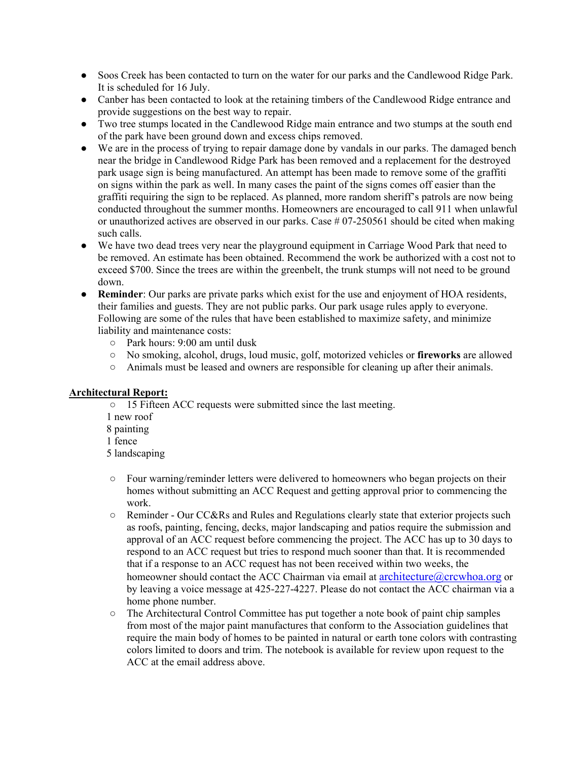- Soos Creek has been contacted to turn on the water for our parks and the Candlewood Ridge Park. It is scheduled for 16 July.
- Canber has been contacted to look at the retaining timbers of the Candlewood Ridge entrance and provide suggestions on the best way to repair.
- Two tree stumps located in the Candlewood Ridge main entrance and two stumps at the south end of the park have been ground down and excess chips removed.
- We are in the process of trying to repair damage done by vandals in our parks. The damaged bench near the bridge in Candlewood Ridge Park has been removed and a replacement for the destroyed park usage sign is being manufactured. An attempt has been made to remove some of the graffiti on signs within the park as well. In many cases the paint of the signs comes off easier than the graffiti requiring the sign to be replaced. As planned, more random sheriff's patrols are now being conducted throughout the summer months. Homeowners are encouraged to call 911 when unlawful or unauthorized actives are observed in our parks. Case # 07-250561 should be cited when making such calls.
- We have two dead trees very near the playground equipment in Carriage Wood Park that need to be removed. An estimate has been obtained. Recommend the work be authorized with a cost not to exceed $700. Since the trees are within the greenbelt, the trunk stumps will not need to be ground down.
- **Reminder**: Our parks are private parks which exist for the use and enjoyment of HOA residents, their families and guests. They are not public parks. Our park usage rules apply to everyone. Following are some of the rules that have been established to maximize safety, and minimize liability and maintenance costs:
  - Park hours: 9:00 am until dusk
  - No smoking, alcohol, drugs, loud music, golf, motorized vehicles or **fireworks** are allowed
  - Animals must be leased and owners are responsible for cleaning up after their animals.

**Architectural Report:**

- 15 Fifteen ACC requests were submitted since the last meeting.

  1 new roof
  8 painting
  1 fence
  5 landscaping

- Four warning/reminder letters were delivered to homeowners who began projects on their homes without submitting an ACC Request and getting approval prior to commencing the work.
- Reminder - Our CC&Rs and Rules and Regulations clearly state that exterior projects such as roofs, painting, fencing, decks, major landscaping and patios require the submission and approval of an ACC request before commencing the project. The ACC has up to 30 days to respond to an ACC request but tries to respond much sooner than that. It is recommended that if a response to an ACC request has not been received within two weeks, the homeowner should contact the ACC Chairman via email at architecture@crcwhoa.org or by leaving a voice message at 425-227-4227. Please do not contact the ACC chairman via a home phone number.
- The Architectural Control Committee has put together a note book of paint chip samples from most of the major paint manufactures that conform to the Association guidelines that require the main body of homes to be painted in natural or earth tone colors with contrasting colors limited to doors and trim. The notebook is available for review upon request to the ACC at the email address above.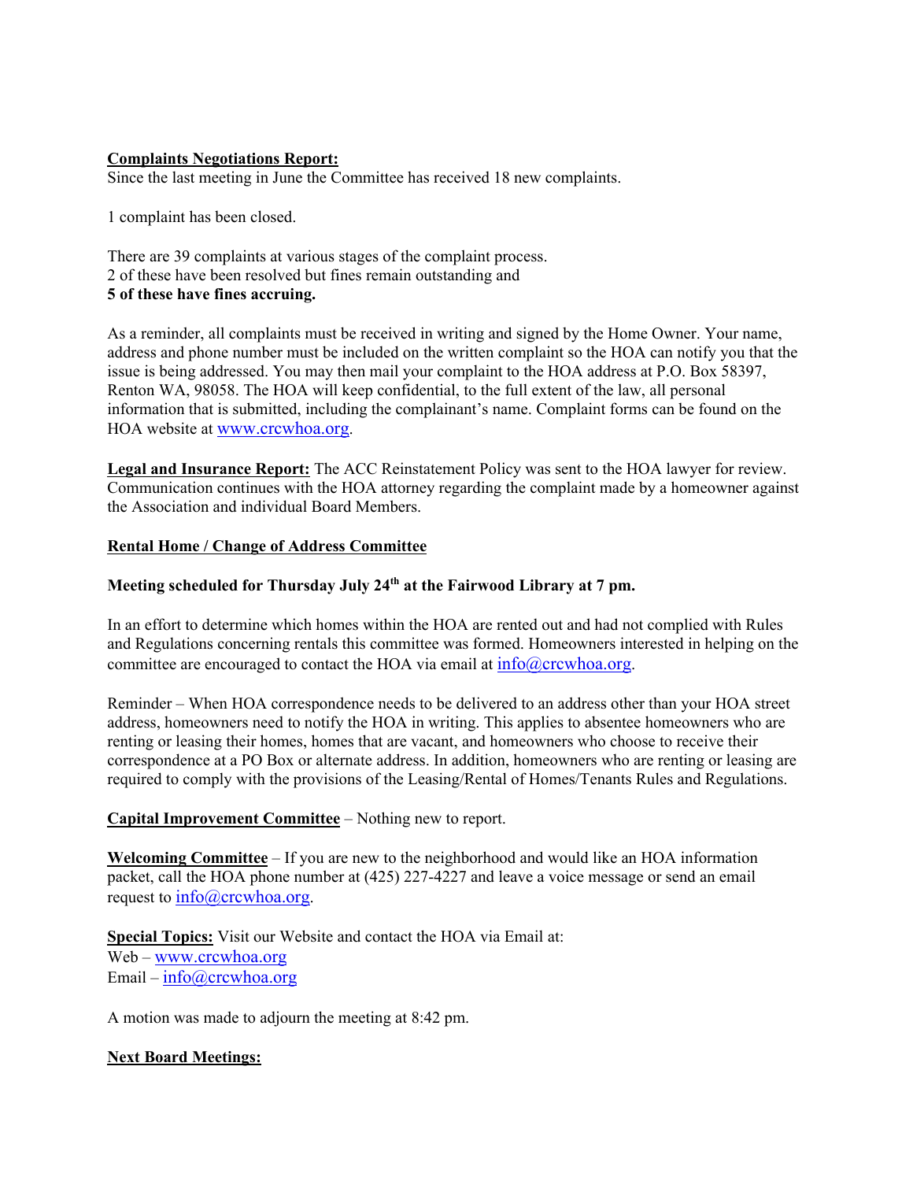**Complaints Negotiations Report:**
Since the last meeting in June the Committee has received 18 new complaints.

1 complaint has been closed.

There are 39 complaints at various stages of the complaint process.
2 of these have been resolved but fines remain outstanding and
**5 of these have fines accruing.**

As a reminder, all complaints must be received in writing and signed by the Home Owner. Your name, address and phone number must be included on the written complaint so the HOA can notify you that the issue is being addressed. You may then mail your complaint to the HOA address at P.O. Box 58397, Renton WA, 98058. The HOA will keep confidential, to the full extent of the law, all personal information that is submitted, including the complainant's name. Complaint forms can be found on the HOA website at www.crcwhoa.org.

**Legal and Insurance Report:** The ACC Reinstatement Policy was sent to the HOA lawyer for review. Communication continues with the HOA attorney regarding the complaint made by a homeowner against the Association and individual Board Members.

**Rental Home / Change of Address Committee**

**Meeting scheduled for Thursday July 24th at the Fairwood Library at 7 pm.**

In an effort to determine which homes within the HOA are rented out and had not complied with Rules and Regulations concerning rentals this committee was formed. Homeowners interested in helping on the committee are encouraged to contact the HOA via email at info@crcwhoa.org.

Reminder – When HOA correspondence needs to be delivered to an address other than your HOA street address, homeowners need to notify the HOA in writing. This applies to absentee homeowners who are renting or leasing their homes, homes that are vacant, and homeowners who choose to receive their correspondence at a PO Box or alternate address. In addition, homeowners who are renting or leasing are required to comply with the provisions of the Leasing/Rental of Homes/Tenants Rules and Regulations.

**Capital Improvement Committee** – Nothing new to report.

**Welcoming Committee** – If you are new to the neighborhood and would like an HOA information packet, call the HOA phone number at (425) 227-4227 and leave a voice message or send an email request to info@crcwhoa.org.

**Special Topics:** Visit our Website and contact the HOA via Email at:
Web – www.crcwhoa.org
Email – info@crcwhoa.org

A motion was made to adjourn the meeting at 8:42 pm.

**Next Board Meetings:**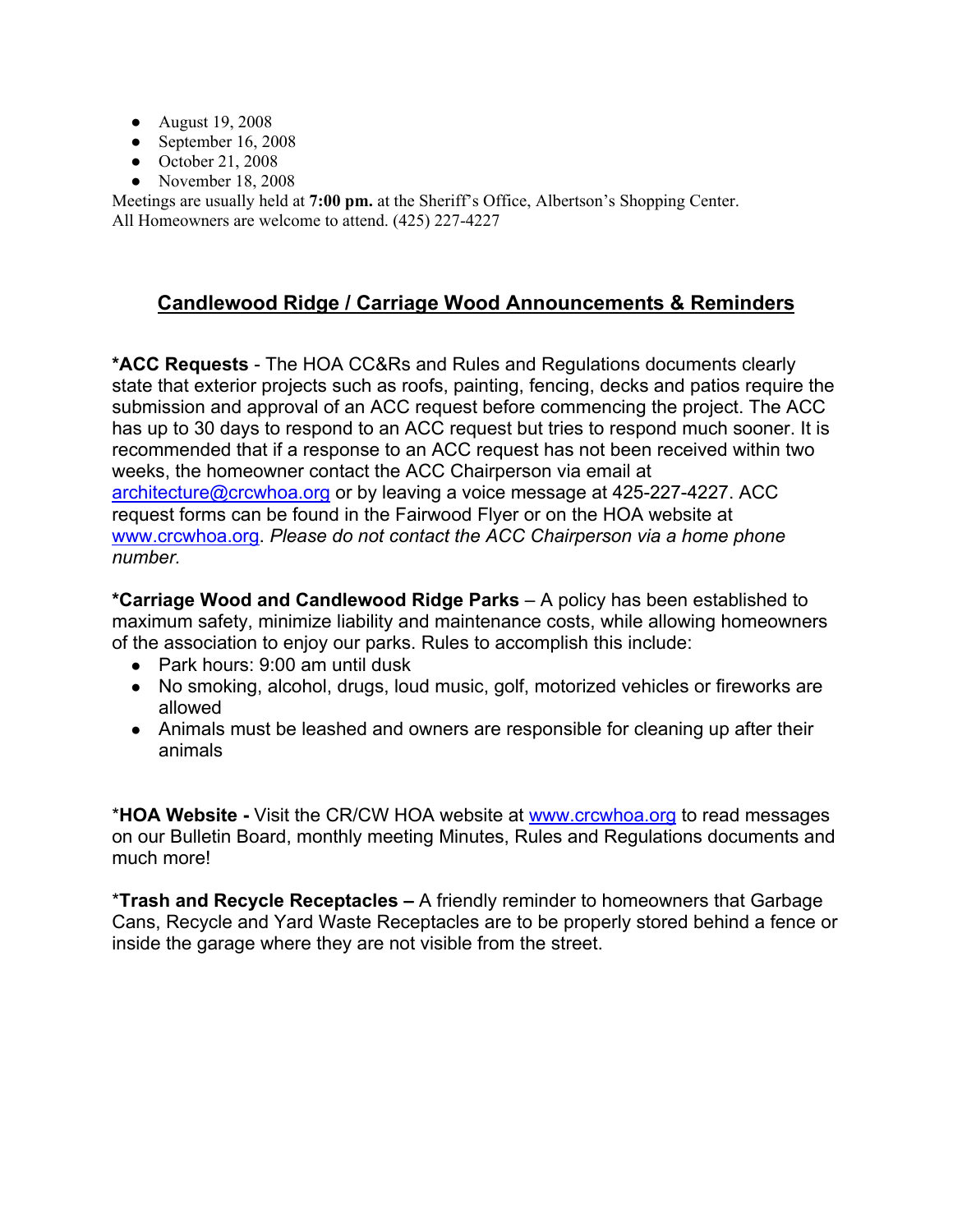- August 19, 2008
- September 16, 2008
- October 21, 2008
- November 18, 2008

Meetings are usually held at **7:00 pm.** at the Sheriff's Office, Albertson's Shopping Center. All Homeowners are welcome to attend. (425) 227-4227

## Candlewood Ridge / Carriage Wood Announcements & Reminders

***ACC Requests** - The HOA CC&Rs and Rules and Regulations documents clearly state that exterior projects such as roofs, painting, fencing, decks and patios require the submission and approval of an ACC request before commencing the project. The ACC has up to 30 days to respond to an ACC request but tries to respond much sooner. It is recommended that if a response to an ACC request has not been received within two weeks, the homeowner contact the ACC Chairperson via email at architecture@crcwhoa.org or by leaving a voice message at 425-227-4227. ACC request forms can be found in the Fairwood Flyer or on the HOA website at www.crcwhoa.org. *Please do not contact the ACC Chairperson via a home phone number.*

***Carriage Wood and Candlewood Ridge Parks** – A policy has been established to maximum safety, minimize liability and maintenance costs, while allowing homeowners of the association to enjoy our parks. Rules to accomplish this include:

- Park hours: 9:00 am until dusk
- No smoking, alcohol, drugs, loud music, golf, motorized vehicles or fireworks are allowed
- Animals must be leashed and owners are responsible for cleaning up after their animals

\***HOA Website -** Visit the CR/CW HOA website at www.crcwhoa.org to read messages on our Bulletin Board, monthly meeting Minutes, Rules and Regulations documents and much more!

\***Trash and Recycle Receptacles –** A friendly reminder to homeowners that Garbage Cans, Recycle and Yard Waste Receptacles are to be properly stored behind a fence or inside the garage where they are not visible from the street.